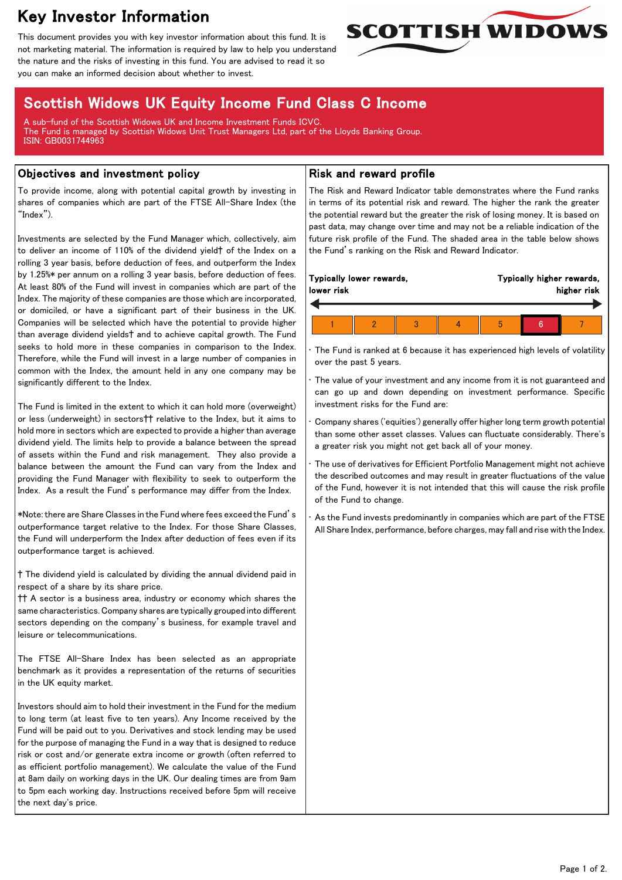# Key Investor Information

This document provides you with key investor information about this fund. It is not marketing material. The information is required by law to help you understand the nature and the risks of investing in this fund. You are advised to read it so you can make an informed decision about whether to invest.

SCOTTISH WIDOWS

## Scottish Widows UK Equity Income Fund Class C Income

A sub-fund of the Scottish Widows UK and Income Investment Funds ICVC.
The Fund is managed by Scottish Widows Unit Trust Managers Ltd, part of the Lloyds Banking Group.
ISIN: GB0031744963

## Objectives and investment policy

To provide income, along with potential capital growth by investing in shares of companies which are part of the FTSE All-Share Index (the "Index").

Investments are selected by the Fund Manager which, collectively, aim to deliver an income of 110% of the dividend yield† of the Index on a rolling 3 year basis, before deduction of fees, and outperform the Index by 1.25%* per annum on a rolling 3 year basis, before deduction of fees. At least 80% of the Fund will invest in companies which are part of the Index. The majority of these companies are those which are incorporated, or domiciled, or have a significant part of their business in the UK. Companies will be selected which have the potential to provide higher than average dividend yields† and to achieve capital growth. The Fund seeks to hold more in these companies in comparison to the Index. Therefore, while the Fund will invest in a large number of companies in common with the Index, the amount held in any one company may be significantly different to the Index.

The Fund is limited in the extent to which it can hold more (overweight) or less (underweight) in sectors†† relative to the Index, but it aims to hold more in sectors which are expected to provide a higher than average dividend yield. The limits help to provide a balance between the spread of assets within the Fund and risk management. They also provide a balance between the amount the Fund can vary from the Index and providing the Fund Manager with flexibility to seek to outperform the Index. As a result the Fund's performance may differ from the Index.

*Note: there are Share Classes in the Fund where fees exceed the Fund's outperformance target relative to the Index. For those Share Classes, the Fund will underperform the Index after deduction of fees even if its outperformance target is achieved.

† The dividend yield is calculated by dividing the annual dividend paid in respect of a share by its share price.
†† A sector is a business area, industry or economy which shares the same characteristics. Company shares are typically grouped into different sectors depending on the company's business, for example travel and leisure or telecommunications.

The FTSE All-Share Index has been selected as an appropriate benchmark as it provides a representation of the returns of securities in the UK equity market.

Investors should aim to hold their investment in the Fund for the medium to long term (at least five to ten years). Any Income received by the Fund will be paid out to you. Derivatives and stock lending may be used for the purpose of managing the Fund in a way that is designed to reduce risk or cost and/or generate extra income or growth (often referred to as efficient portfolio management). We calculate the value of the Fund at 8am daily on working days in the UK. Our dealing times are from 9am to 5pm each working day. Instructions received before 5pm will receive the next day's price.

## Risk and reward profile

The Risk and Reward Indicator table demonstrates where the Fund ranks in terms of its potential risk and reward. The higher the rank the greater the potential reward but the greater the risk of losing money. It is based on past data, may change over time and may not be a reliable indication of the future risk profile of the Fund. The shaded area in the table below shows the Fund's ranking on the Risk and Reward Indicator.

**Typically lower rewards, lower risk** — **Typically higher rewards, higher risk**

| 1 | 2 | 3 | 4 | 5 | **6** | 7 |
|---|---|---|---|---|---|---|

- The Fund is ranked at 6 because it has experienced high levels of volatility over the past 5 years.
- The value of your investment and any income from it is not guaranteed and can go up and down depending on investment performance. Specific investment risks for the Fund are:
- Company shares ('equities') generally offer higher long term growth potential than some other asset classes. Values can fluctuate considerably. There's a greater risk you might not get back all of your money.
- The use of derivatives for Efficient Portfolio Management might not achieve the described outcomes and may result in greater fluctuations of the value of the Fund, however it is not intended that this will cause the risk profile of the Fund to change.
- As the Fund invests predominantly in companies which are part of the FTSE All Share Index, performance, before charges, may fall and rise with the Index.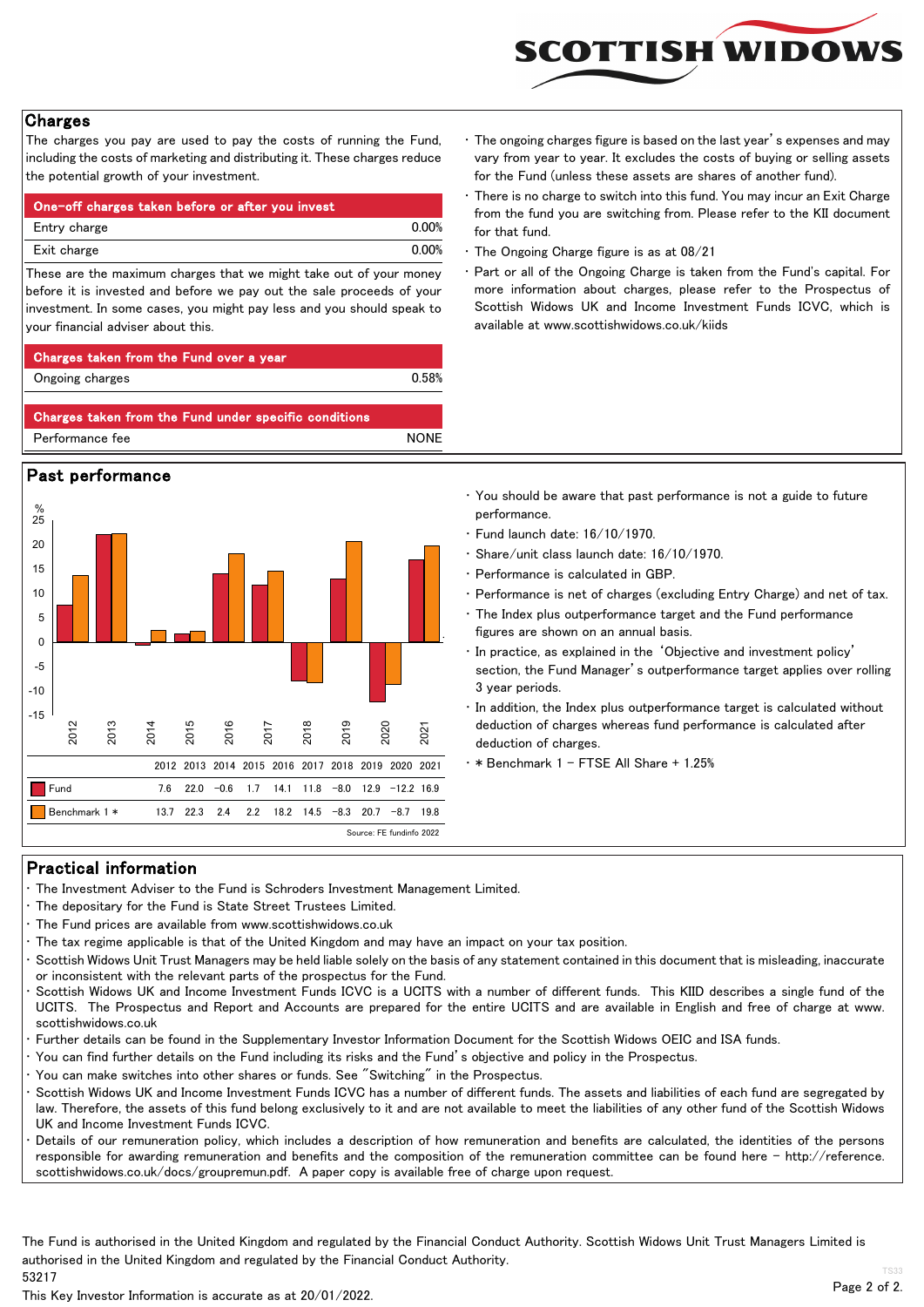## Charges

The charges you pay are used to pay the costs of running the Fund, including the costs of marketing and distributing it. These charges reduce the potential growth of your investment.

| One-off charges taken before or after you invest | |
|---|---|
| Entry charge | 0.00% |
| Exit charge | 0.00% |

These are the maximum charges that we might take out of your money before it is invested and before we pay out the sale proceeds of your investment. In some cases, you might pay less and you should speak to your financial adviser about this.

| Charges taken from the Fund over a year | |
|---|---|
| Ongoing charges | 0.58% |

| Charges taken from the Fund under specific conditions | |
|---|---|
| Performance fee | NONE |

- The ongoing charges figure is based on the last year's expenses and may vary from year to year. It excludes the costs of buying or selling assets for the Fund (unless these assets are shares of another fund).
- There is no charge to switch into this fund. You may incur an Exit Charge from the fund you are switching from. Please refer to the KII document for that fund.
- The Ongoing Charge figure is as at 08/21
- Part or all of the Ongoing Charge is taken from the Fund's capital. For more information about charges, please refer to the Prospectus of Scottish Widows UK and Income Investment Funds ICVC, which is available at www.scottishwidows.co.uk/kiids

## Past performance

%
25
20
15
10
5
0
-5
-10
-15
2012 2013 2014 2015 2016 2017 2018 2019 2020 2021

| | 2012 | 2013 | 2014 | 2015 | 2016 | 2017 | 2018 | 2019 | 2020 | 2021 |
|---|---|---|---|---|---|---|---|---|---|---|
| Fund | 7.6 | 22.0 | −0.6 | 1.7 | 14.1 | 11.8 | −8.0 | 12.9 | −12.2 | 16.9 |
| Benchmark 1 * | 13.7 | 22.3 | 2.4 | 2.2 | 18.2 | 14.5 | −8.3 | 20.7 | −8.7 | 19.8 |

Source: FE fundinfo 2022

- You should be aware that past performance is not a guide to future performance.
- Fund launch date: 16/10/1970.
- Share/unit class launch date: 16/10/1970.
- Performance is calculated in GBP.
- Performance is net of charges (excluding Entry Charge) and net of tax.
- The Index plus outperformance target and the Fund performance figures are shown on an annual basis.
- In practice, as explained in the 'Objective and investment policy' section, the Fund Manager's outperformance target applies over rolling 3 year periods.
- In addition, the Index plus outperformance target is calculated without deduction of charges whereas fund performance is calculated after deduction of charges.
- * Benchmark 1 – FTSE All Share + 1.25%

## Practical information

- The Investment Adviser to the Fund is Schroders Investment Management Limited.
- The depositary for the Fund is State Street Trustees Limited.
- The Fund prices are available from www.scottishwidows.co.uk
- The tax regime applicable is that of the United Kingdom and may have an impact on your tax position.
- Scottish Widows Unit Trust Managers may be held liable solely on the basis of any statement contained in this document that is misleading, inaccurate or inconsistent with the relevant parts of the prospectus for the Fund.
- Scottish Widows UK and Income Investment Funds ICVC is a UCITS with a number of different funds. This KIID describes a single fund of the UCITS. The Prospectus and Report and Accounts are prepared for the entire UCITS and are available in English and free of charge at www.scottishwidows.co.uk
- Further details can be found in the Supplementary Investor Information Document for the Scottish Widows OEIC and ISA funds.
- You can find further details on the Fund including its risks and the Fund's objective and policy in the Prospectus.
- You can make switches into other shares or funds. See "Switching" in the Prospectus.
- Scottish Widows UK and Income Investment Funds ICVC has a number of different funds. The assets and liabilities of each fund are segregated by law. Therefore, the assets of this fund belong exclusively to it and are not available to meet the liabilities of any other fund of the Scottish Widows UK and Income Investment Funds ICVC.
- Details of our remuneration policy, which includes a description of how remuneration and benefits are calculated, the identities of the persons responsible for awarding remuneration and benefits and the composition of the remuneration committee can be found here – http://reference.scottishwidows.co.uk/docs/groupremun.pdf. A paper copy is available free of charge upon request.

The Fund is authorised in the United Kingdom and regulated by the Financial Conduct Authority. Scottish Widows Unit Trust Managers Limited is authorised in the United Kingdom and regulated by the Financial Conduct Authority.

53217

This Key Investor Information is accurate as at 20/01/2022.